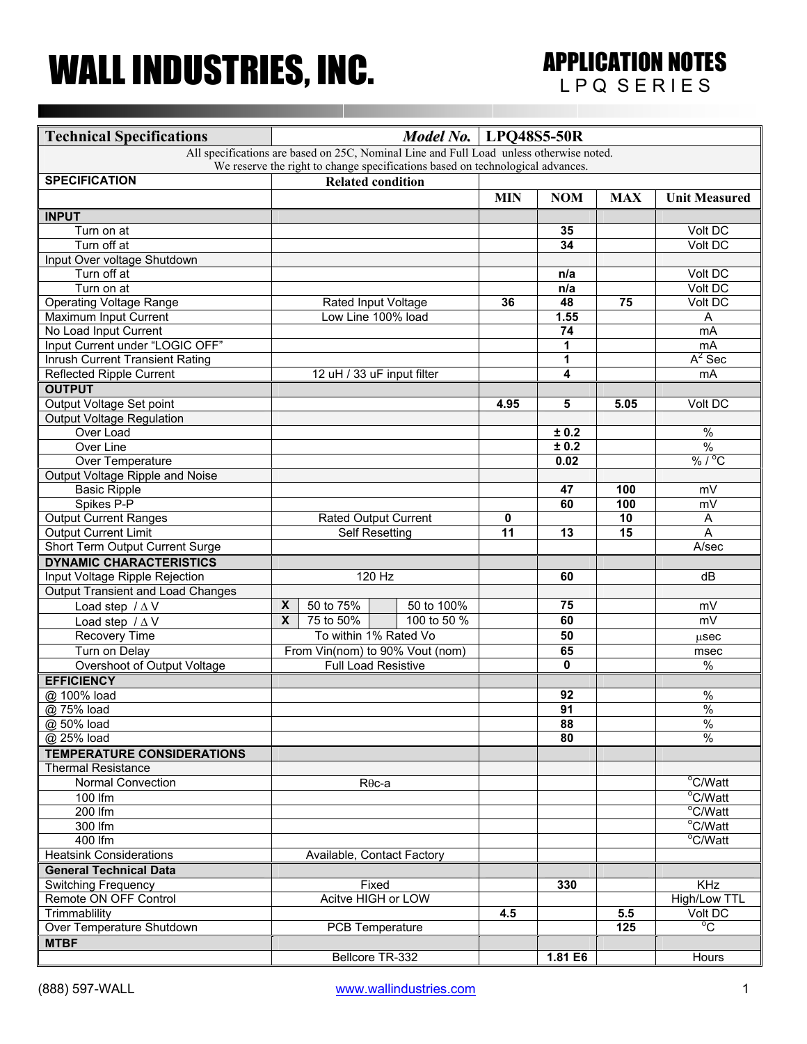# WALL INDUSTRIES, INC.

## APPLICATION NOTES
LPQ SERIES

| Technical Specifications | Model No. LPQ48S5-50R | | | | |
|---|---|---|---|---|---|
| All specifications are based on 25C, Nominal Line and Full Load unless otherwise noted. We reserve the right to change specifications based on technological advances. | | | | | |
| **SPECIFICATION** | **Related condition** | | | | |
| | | **MIN** | **NOM** | **MAX** | **Unit Measured** |
| **INPUT** | | | | | |
| Turn on at | | | **35** | | Volt DC |
| Turn off at | | | **34** | | Volt DC |
| Input Over voltage Shutdown | | | | | |
| Turn off at | | | **n/a** | | Volt DC |
| Turn on at | | | **n/a** | | Volt DC |
| Operating Voltage Range | Rated Input Voltage | **36** | **48** | **75** | Volt DC |
| Maximum Input Current | Low Line 100% load | | **1.55** | | A |
| No Load Input Current | | | **74** | | mA |
| Input Current under "LOGIC OFF" | | | **1** | | mA |
| Inrush Current Transient Rating | | | **1** | | $A^2$ Sec |
| Reflected Ripple Current | 12 uH / 33 uF input filter | | **4** | | mA |
| **OUTPUT** | | | | | |
| Output Voltage Set point | | **4.95** | **5** | **5.05** | Volt DC |
| Output Voltage Regulation | | | | | |
| Over Load | | | **± 0.2** | | % |
| Over Line | | | **± 0.2** | | % |
| Over Temperature | | | **0.02** | | % / °C |
| Output Voltage Ripple and Noise | | | | | |
| Basic Ripple | | | **47** | **100** | mV |
| Spikes P-P | | | **60** | **100** | mV |
| Output Current Ranges | Rated Output Current | **0** | | **10** | A |
| Output Current Limit | Self Resetting | **11** | **13** | **15** | A |
| Short Term Output Current Surge | | | | | A/sec |
| **DYNAMIC CHARACTERISTICS** | | | | | |
| Input Voltage Ripple Rejection | 120 Hz | | **60** | | dB |
| Output Transient and Load Changes | | | | | |
| Load step / Δ V | X 50 to 75% / 50 to 100% | | **75** | | mV |
| Load step / Δ V | X 75 to 50% / 100 to 50 % | | **60** | | mV |
| Recovery Time | To within 1% Rated Vo | | **50** | | μsec |
| Turn on Delay | From Vin(nom) to 90% Vout (nom) | | **65** | | msec |
| Overshoot of Output Voltage | Full Load Resistive | | **0** | | % |
| **EFFICIENCY** | | | | | |
| @ 100% load | | | **92** | | % |
| @ 75% load | | | **91** | | % |
| @ 50% load | | | **88** | | % |
| @ 25% load | | | **80** | | % |
| **TEMPERATURE CONSIDERATIONS** | | | | | |
| Thermal Resistance | | | | | |
| Normal Convection | Rθc-a | | | | °C/Watt |
| 100 lfm | | | | | °C/Watt |
| 200 lfm | | | | | °C/Watt |
| 300 lfm | | | | | °C/Watt |
| 400 lfm | | | | | °C/Watt |
| Heatsink Considerations | Available, Contact Factory | | | | |
| **General Technical Data** | | | | | |
| Switching Frequency | Fixed | | **330** | | KHz |
| Remote ON OFF Control | Acitve HIGH or LOW | | | | High/Low TTL |
| Trimmablility | | **4.5** | | **5.5** | Volt DC |
| Over Temperature Shutdown | PCB Temperature | | | **125** | °C |
| **MTBF** | | | | | |
| | Bellcore TR-332 | | **1.81 E6** | | Hours |

(888) 597-WALL www.wallindustries.com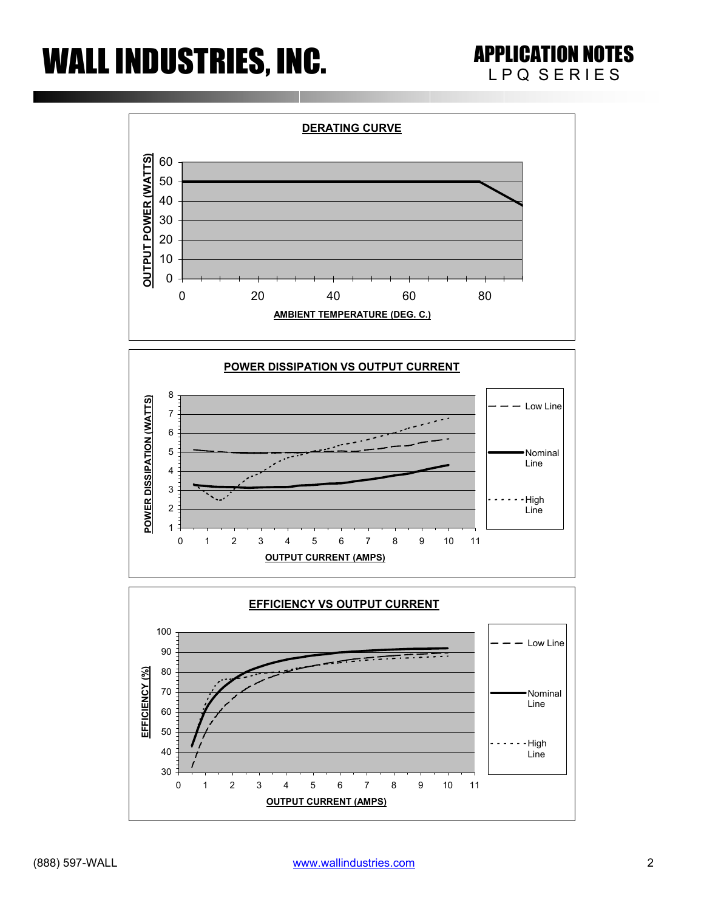### DERATING CURVE

OUTPUT POWER (WATTS)

AMBIENT TEMPERATURE (DEG. C.)

### POWER DISSIPATION VS OUTPUT CURRENT

POWER DISSIPATION (WATTS)

OUTPUT CURRENT (AMPS)

Low Line

Nominal Line

High Line

### EFFICIENCY VS OUTPUT CURRENT

EFFICIENCY (%)

OUTPUT CURRENT (AMPS)

Low Line

Nominal Line

High Line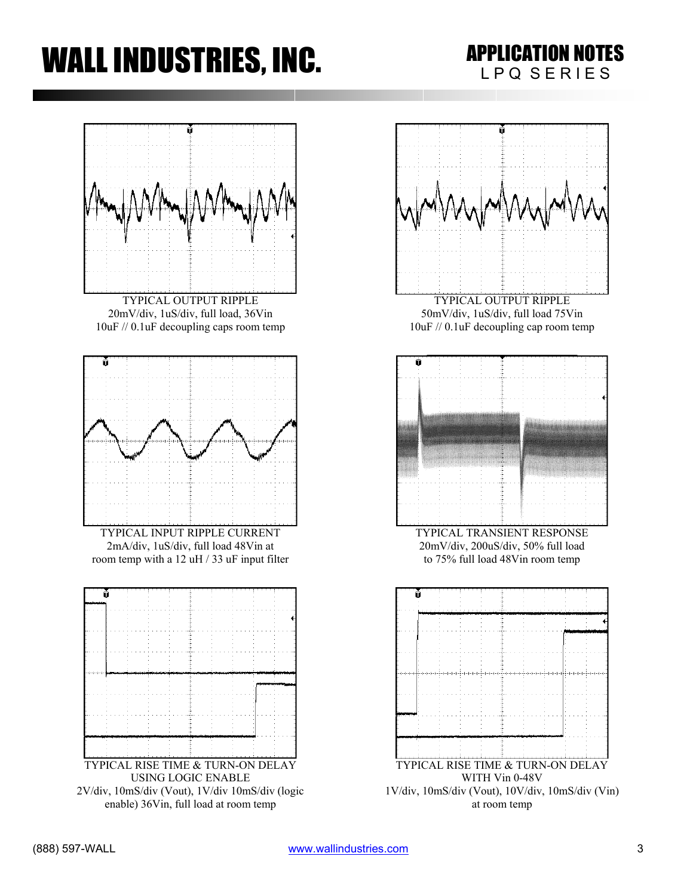TYPICAL OUTPUT RIPPLE
20mV/div, 1uS/div, full load, 36Vin
10uF // 0.1uF decoupling caps room temp

TYPICAL OUTPUT RIPPLE
50mV/div, 1uS/div, full load 75Vin
10uF // 0.1uF decoupling cap room temp

TYPICAL INPUT RIPPLE CURRENT
2mA/div, 1uS/div, full load 48Vin at
room temp with a 12 uH / 33 uF input filter

TYPICAL TRANSIENT RESPONSE
20mV/div, 200uS/div, 50% full load
to 75% full load 48Vin room temp

TYPICAL RISE TIME & TURN-ON DELAY
USING LOGIC ENABLE
2V/div, 10mS/div (Vout), 1V/div 10mS/div (logic
enable) 36Vin, full load at room temp

TYPICAL RISE TIME & TURN-ON DELAY
WITH Vin 0-48V
1V/div, 10mS/div (Vout), 10V/div, 10mS/div (Vin)
at room temp